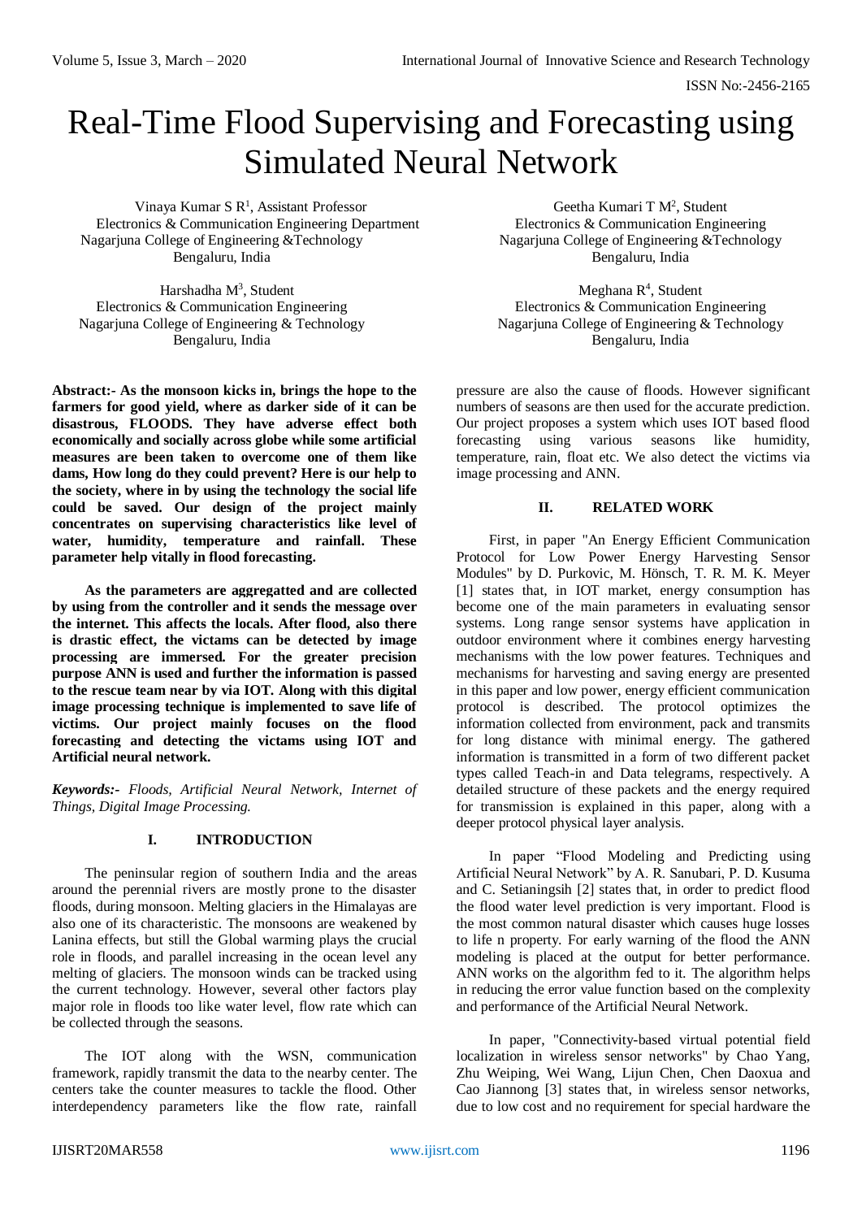# Real-Time Flood Supervising and Forecasting using Simulated Neural Network

Vinaya Kumar S R[1], Assistant Professor
Electronics & Communication Engineering Department
Nagarjuna College of Engineering &Technology
Bengaluru, India

Geetha Kumari T M[2], Student
Electronics & Communication Engineering
Nagarjuna College of Engineering &Technology
Bengaluru, India

Harshadha M[3], Student
Electronics & Communication Engineering
Nagarjuna College of Engineering & Technology
Bengaluru, India

Meghana R[4], Student
Electronics & Communication Engineering
Nagarjuna College of Engineering & Technology
Bengaluru, India

**Abstract:- As the monsoon kicks in, brings the hope to the farmers for good yield, where as darker side of it can be disastrous, FLOODS. They have adverse effect both economically and socially across globe while some artificial measures are been taken to overcome one of them like dams, How long do they could prevent? Here is our help to the society, where in by using the technology the social life could be saved. Our design of the project mainly concentrates on supervising characteristics like level of water, humidity, temperature and rainfall. These parameter help vitally in flood forecasting.**

**As the parameters are aggregatted and are collected by using from the controller and it sends the message over the internet. This affects the locals. After flood, also there is drastic effect, the victams can be detected by image processing are immersed. For the greater precision purpose ANN is used and further the information is passed to the rescue team near by via IOT. Along with this digital image processing technique is implemented to save life of victims. Our project mainly focuses on the flood forecasting and detecting the victams using IOT and Artificial neural network.**

***Keywords:-*** *Floods, Artificial Neural Network, Internet of Things, Digital Image Processing.*

## I. INTRODUCTION

The peninsular region of southern India and the areas around the perennial rivers are mostly prone to the disaster floods, during monsoon. Melting glaciers in the Himalayas are also one of its characteristic. The monsoons are weakened by Lanina effects, but still the Global warming plays the crucial role in floods, and parallel increasing in the ocean level any melting of glaciers. The monsoon winds can be tracked using the current technology. However, several other factors play major role in floods too like water level, flow rate which can be collected through the seasons.

The IOT along with the WSN, communication framework, rapidly transmit the data to the nearby center. The centers take the counter measures to tackle the flood. Other interdependency parameters like the flow rate, rainfall pressure are also the cause of floods. However significant numbers of seasons are then used for the accurate prediction. Our project proposes a system which uses IOT based flood forecasting using various seasons like humidity, temperature, rain, float etc. We also detect the victims via image processing and ANN.

## II. RELATED WORK

First, in paper "An Energy Efficient Communication Protocol for Low Power Energy Harvesting Sensor Modules" by D. Purkovic, M. Hönsch, T. R. M. K. Meyer [1] states that, in IOT market, energy consumption has become one of the main parameters in evaluating sensor systems. Long range sensor systems have application in outdoor environment where it combines energy harvesting mechanisms with the low power features. Techniques and mechanisms for harvesting and saving energy are presented in this paper and low power, energy efficient communication protocol is described. The protocol optimizes the information collected from environment, pack and transmits for long distance with minimal energy. The gathered information is transmitted in a form of two different packet types called Teach-in and Data telegrams, respectively. A detailed structure of these packets and the energy required for transmission is explained in this paper, along with a deeper protocol physical layer analysis.

In paper "Flood Modeling and Predicting using Artificial Neural Network" by A. R. Sanubari, P. D. Kusuma and C. Setianingsih [2] states that, in order to predict flood the flood water level prediction is very important. Flood is the most common natural disaster which causes huge losses to life n property. For early warning of the flood the ANN modeling is placed at the output for better performance. ANN works on the algorithm fed to it. The algorithm helps in reducing the error value function based on the complexity and performance of the Artificial Neural Network.

In paper, "Connectivity-based virtual potential field localization in wireless sensor networks" by Chao Yang, Zhu Weiping, Wei Wang, Lijun Chen, Chen Daoxua and Cao Jiannong [3] states that, in wireless sensor networks, due to low cost and no requirement for special hardware the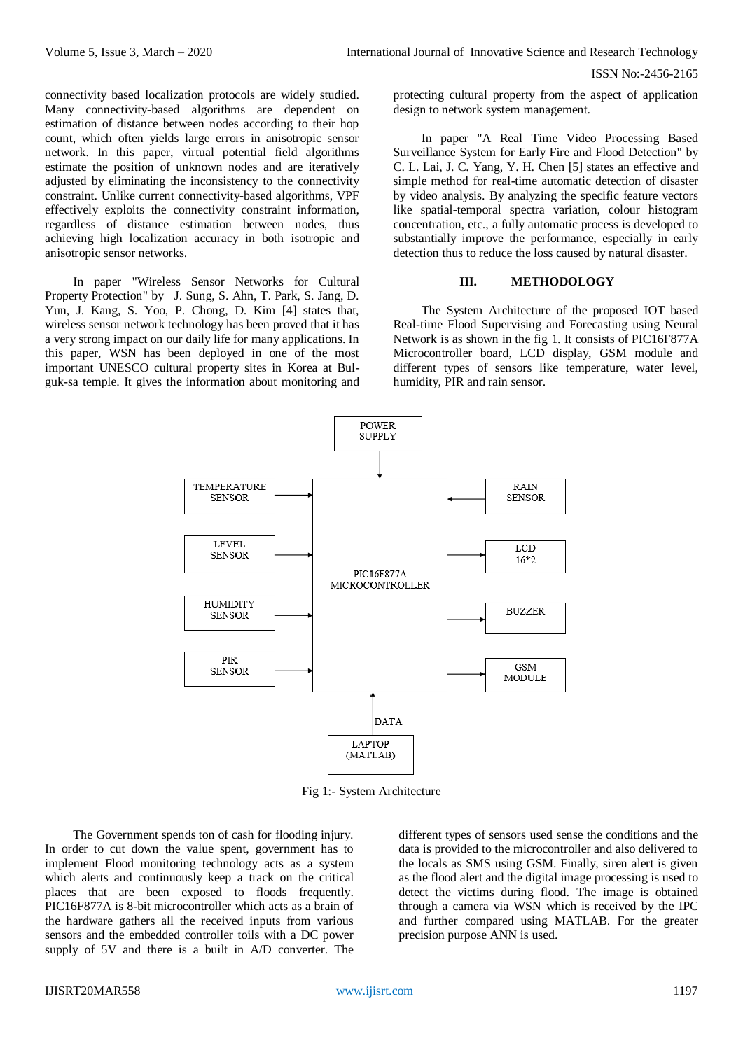connectivity based localization protocols are widely studied. Many connectivity-based algorithms are dependent on estimation of distance between nodes according to their hop count, which often yields large errors in anisotropic sensor network. In this paper, virtual potential field algorithms estimate the position of unknown nodes and are iteratively adjusted by eliminating the inconsistency to the connectivity constraint. Unlike current connectivity-based algorithms, VPF effectively exploits the connectivity constraint information, regardless of distance estimation between nodes, thus achieving high localization accuracy in both isotropic and anisotropic sensor networks.

In paper "Wireless Sensor Networks for Cultural Property Protection" by J. Sung, S. Ahn, T. Park, S. Jang, D. Yun, J. Kang, S. Yoo, P. Chong, D. Kim [4] states that, wireless sensor network technology has been proved that it has a very strong impact on our daily life for many applications. In this paper, WSN has been deployed in one of the most important UNESCO cultural property sites in Korea at Bul-guk-sa temple. It gives the information about monitoring and protecting cultural property from the aspect of application design to network system management.

In paper "A Real Time Video Processing Based Surveillance System for Early Fire and Flood Detection" by C. L. Lai, J. C. Yang, Y. H. Chen [5] states an effective and simple method for real-time automatic detection of disaster by video analysis. By analyzing the specific feature vectors like spatial-temporal spectra variation, colour histogram concentration, etc., a fully automatic process is developed to substantially improve the performance, especially in early detection thus to reduce the loss caused by natural disaster.

## III. METHODOLOGY

The System Architecture of the proposed IOT based Real-time Flood Supervising and Forecasting using Neural Network is as shown in the fig 1. It consists of PIC16F877A Microcontroller board, LCD display, GSM module and different types of sensors like temperature, water level, humidity, PIR and rain sensor.

```
                         POWER SUPPLY
                              |
                              v
TEMPERATURE SENSOR --> +----------------------+ <-- RAIN SENSOR
LEVEL SENSOR       --> |      PIC16F877A      | --> LCD 16*2
HUMIDITY SENSOR    --> |   MICROCONTROLLER    | --> BUZZER
PIR SENSOR         --> +----------------------+ --> GSM MODULE
                              ^
                              | DATA
                       LAPTOP (MATLAB)
```

Fig 1:- System Architecture

The Government spends ton of cash for flooding injury. In order to cut down the value spent, government has to implement Flood monitoring technology acts as a system which alerts and continuously keep a track on the critical places that are been exposed to floods frequently. PIC16F877A is 8-bit microcontroller which acts as a brain of the hardware gathers all the received inputs from various sensors and the embedded controller toils with a DC power supply of 5V and there is a built in A/D converter. The different types of sensors used sense the conditions and the data is provided to the microcontroller and also delivered to the locals as SMS using GSM. Finally, siren alert is given as the flood alert and the digital image processing is used to detect the victims during flood. The image is obtained through a camera via WSN which is received by the IPC and further compared using MATLAB. For the greater precision purpose ANN is used.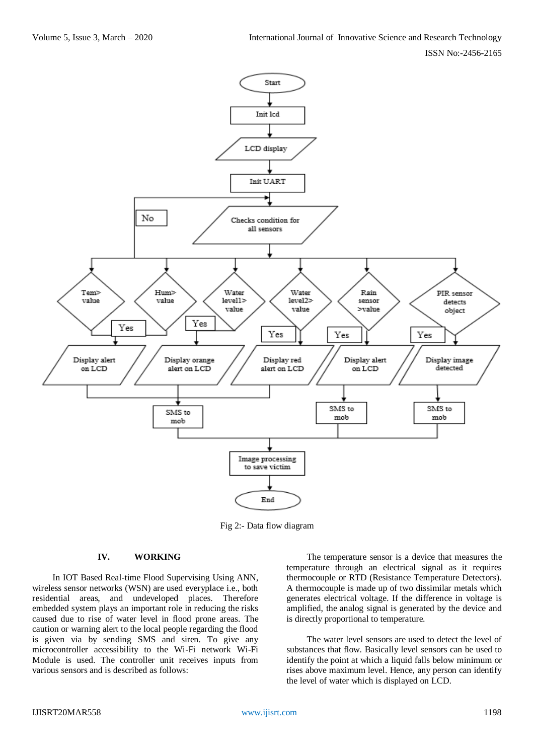Fig 2:- Data flow diagram

## IV. WORKING

In IOT Based Real-time Flood Supervising Using ANN, wireless sensor networks (WSN) are used everyplace i.e., both residential areas, and undeveloped places. Therefore embedded system plays an important role in reducing the risks caused due to rise of water level in flood prone areas. The caution or warning alert to the local people regarding the flood is given via by sending SMS and siren. To give any microcontroller accessibility to the Wi-Fi network Wi-Fi Module is used. The controller unit receives inputs from various sensors and is described as follows:

The temperature sensor is a device that measures the temperature through an electrical signal as it requires thermocouple or RTD (Resistance Temperature Detectors). A thermocouple is made up of two dissimilar metals which generates electrical voltage. If the difference in voltage is amplified, the analog signal is generated by the device and is directly proportional to temperature.

The water level sensors are used to detect the level of substances that flow. Basically level sensors can be used to identify the point at which a liquid falls below minimum or rises above maximum level. Hence, any person can identify the level of water which is displayed on LCD.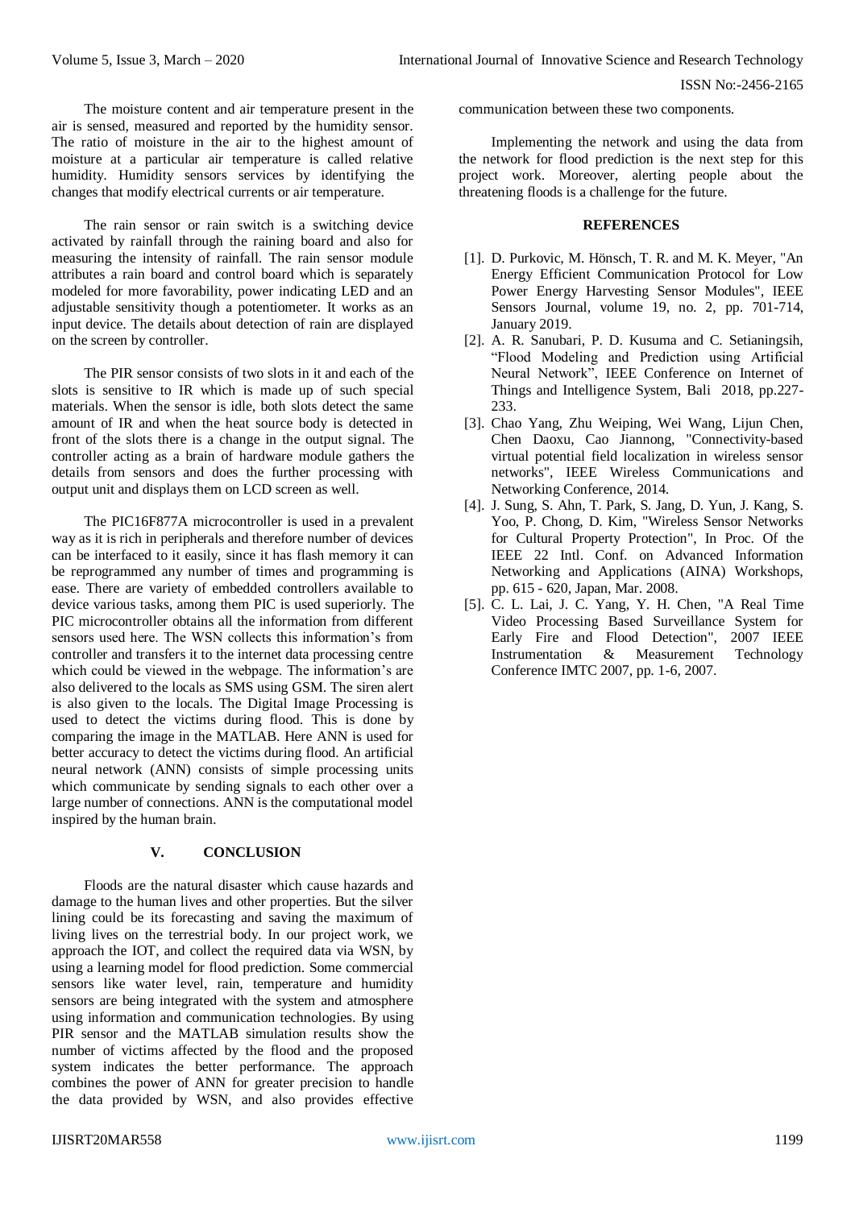The moisture content and air temperature present in the air is sensed, measured and reported by the humidity sensor. The ratio of moisture in the air to the highest amount of moisture at a particular air temperature is called relative humidity. Humidity sensors services by identifying the changes that modify electrical currents or air temperature.

The rain sensor or rain switch is a switching device activated by rainfall through the raining board and also for measuring the intensity of rainfall. The rain sensor module attributes a rain board and control board which is separately modeled for more favorability, power indicating LED and an adjustable sensitivity though a potentiometer. It works as an input device. The details about detection of rain are displayed on the screen by controller.

The PIR sensor consists of two slots in it and each of the slots is sensitive to IR which is made up of such special materials. When the sensor is idle, both slots detect the same amount of IR and when the heat source body is detected in front of the slots there is a change in the output signal. The controller acting as a brain of hardware module gathers the details from sensors and does the further processing with output unit and displays them on LCD screen as well.

The PIC16F877A microcontroller is used in a prevalent way as it is rich in peripherals and therefore number of devices can be interfaced to it easily, since it has flash memory it can be reprogrammed any number of times and programming is ease. There are variety of embedded controllers available to device various tasks, among them PIC is used superiorly. The PIC microcontroller obtains all the information from different sensors used here. The WSN collects this information's from controller and transfers it to the internet data processing centre which could be viewed in the webpage. The information's are also delivered to the locals as SMS using GSM. The siren alert is also given to the locals. The Digital Image Processing is used to detect the victims during flood. This is done by comparing the image in the MATLAB. Here ANN is used for better accuracy to detect the victims during flood. An artificial neural network (ANN) consists of simple processing units which communicate by sending signals to each other over a large number of connections. ANN is the computational model inspired by the human brain.

## V. CONCLUSION

Floods are the natural disaster which cause hazards and damage to the human lives and other properties. But the silver lining could be its forecasting and saving the maximum of living lives on the terrestrial body. In our project work, we approach the IOT, and collect the required data via WSN, by using a learning model for flood prediction. Some commercial sensors like water level, rain, temperature and humidity sensors are being integrated with the system and atmosphere using information and communication technologies. By using PIR sensor and the MATLAB simulation results show the number of victims affected by the flood and the proposed system indicates the better performance. The approach combines the power of ANN for greater precision to handle the data provided by WSN, and also provides effective communication between these two components.

Implementing the network and using the data from the network for flood prediction is the next step for this project work. Moreover, alerting people about the threatening floods is a challenge for the future.

## REFERENCES

[1]. D. Purkovic, M. Hönsch, T. R. and M. K. Meyer, "An Energy Efficient Communication Protocol for Low Power Energy Harvesting Sensor Modules", IEEE Sensors Journal, volume 19, no. 2, pp. 701-714, January 2019.

[2]. A. R. Sanubari, P. D. Kusuma and C. Setianingsih, "Flood Modeling and Prediction using Artificial Neural Network", IEEE Conference on Internet of Things and Intelligence System, Bali 2018, pp.227-233.

[3]. Chao Yang, Zhu Weiping, Wei Wang, Lijun Chen, Chen Daoxu, Cao Jiannong, "Connectivity-based virtual potential field localization in wireless sensor networks", IEEE Wireless Communications and Networking Conference, 2014.

[4]. J. Sung, S. Ahn, T. Park, S. Jang, D. Yun, J. Kang, S. Yoo, P. Chong, D. Kim, "Wireless Sensor Networks for Cultural Property Protection", In Proc. Of the IEEE 22 Intl. Conf. on Advanced Information Networking and Applications (AINA) Workshops, pp. 615 - 620, Japan, Mar. 2008.

[5]. C. L. Lai, J. C. Yang, Y. H. Chen, "A Real Time Video Processing Based Surveillance System for Early Fire and Flood Detection", 2007 IEEE Instrumentation & Measurement Technology Conference IMTC 2007, pp. 1-6, 2007.